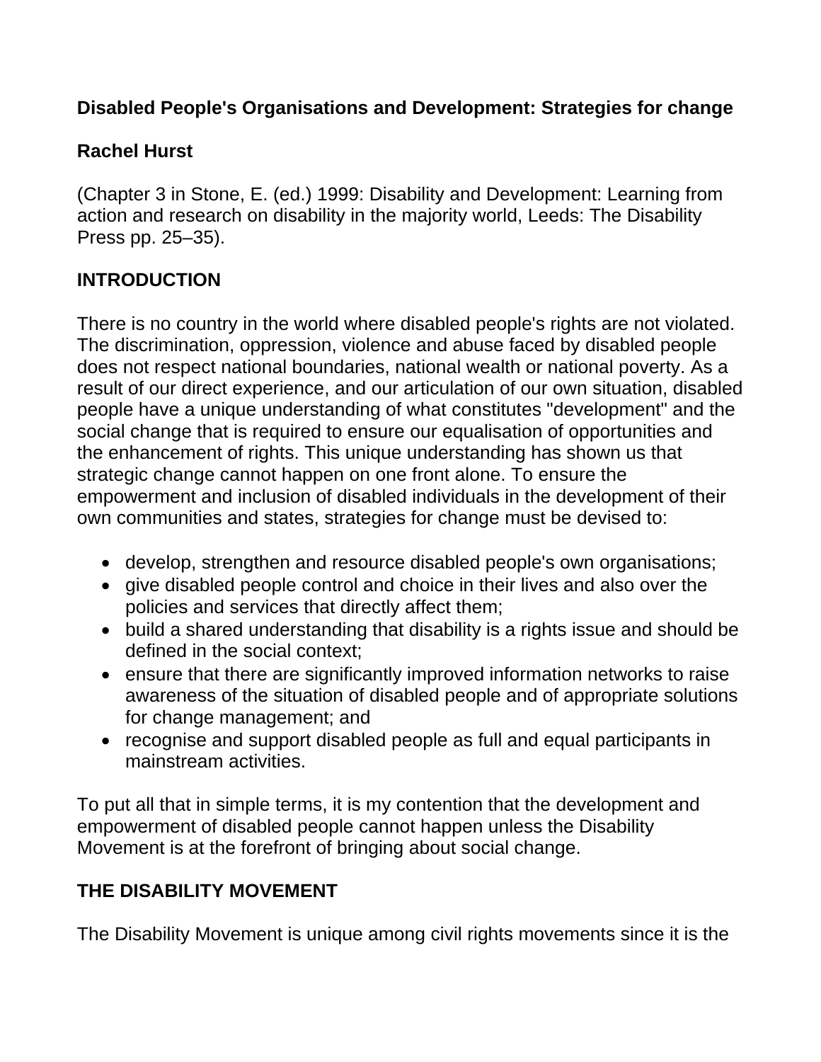# Disabled People's Organisations and Development: Strategies for change

**Rachel Hurst**

(Chapter 3 in Stone, E. (ed.) 1999: Disability and Development: Learning from action and research on disability in the majority world, Leeds: The Disability Press pp. 25–35).

## INTRODUCTION

There is no country in the world where disabled people's rights are not violated. The discrimination, oppression, violence and abuse faced by disabled people does not respect national boundaries, national wealth or national poverty. As a result of our direct experience, and our articulation of our own situation, disabled people have a unique understanding of what constitutes "development" and the social change that is required to ensure our equalisation of opportunities and the enhancement of rights. This unique understanding has shown us that strategic change cannot happen on one front alone. To ensure the empowerment and inclusion of disabled individuals in the development of their own communities and states, strategies for change must be devised to:

- develop, strengthen and resource disabled people's own organisations;
- give disabled people control and choice in their lives and also over the policies and services that directly affect them;
- build a shared understanding that disability is a rights issue and should be defined in the social context;
- ensure that there are significantly improved information networks to raise awareness of the situation of disabled people and of appropriate solutions for change management; and
- recognise and support disabled people as full and equal participants in mainstream activities.

To put all that in simple terms, it is my contention that the development and empowerment of disabled people cannot happen unless the Disability Movement is at the forefront of bringing about social change.

## THE DISABILITY MOVEMENT

The Disability Movement is unique among civil rights movements since it is the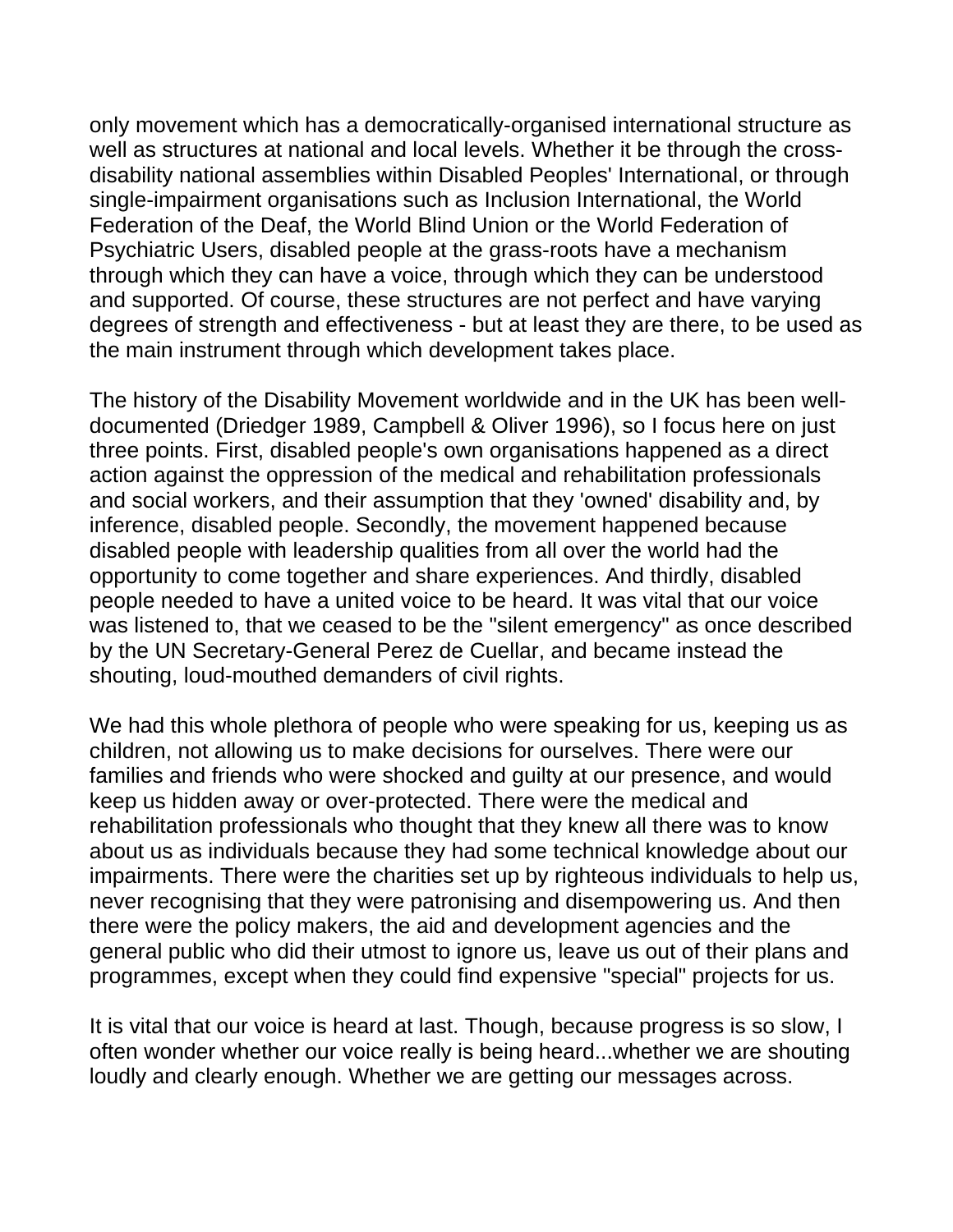only movement which has a democratically-organised international structure as well as structures at national and local levels. Whether it be through the cross-disability national assemblies within Disabled Peoples' International, or through single-impairment organisations such as Inclusion International, the World Federation of the Deaf, the World Blind Union or the World Federation of Psychiatric Users, disabled people at the grass-roots have a mechanism through which they can have a voice, through which they can be understood and supported. Of course, these structures are not perfect and have varying degrees of strength and effectiveness - but at least they are there, to be used as the main instrument through which development takes place.

The history of the Disability Movement worldwide and in the UK has been well-documented (Driedger 1989, Campbell & Oliver 1996), so I focus here on just three points. First, disabled people's own organisations happened as a direct action against the oppression of the medical and rehabilitation professionals and social workers, and their assumption that they 'owned' disability and, by inference, disabled people. Secondly, the movement happened because disabled people with leadership qualities from all over the world had the opportunity to come together and share experiences. And thirdly, disabled people needed to have a united voice to be heard. It was vital that our voice was listened to, that we ceased to be the "silent emergency" as once described by the UN Secretary-General Perez de Cuellar, and became instead the shouting, loud-mouthed demanders of civil rights.

We had this whole plethora of people who were speaking for us, keeping us as children, not allowing us to make decisions for ourselves. There were our families and friends who were shocked and guilty at our presence, and would keep us hidden away or over-protected. There were the medical and rehabilitation professionals who thought that they knew all there was to know about us as individuals because they had some technical knowledge about our impairments. There were the charities set up by righteous individuals to help us, never recognising that they were patronising and disempowering us. And then there were the policy makers, the aid and development agencies and the general public who did their utmost to ignore us, leave us out of their plans and programmes, except when they could find expensive "special" projects for us.

It is vital that our voice is heard at last. Though, because progress is so slow, I often wonder whether our voice really is being heard...whether we are shouting loudly and clearly enough. Whether we are getting our messages across.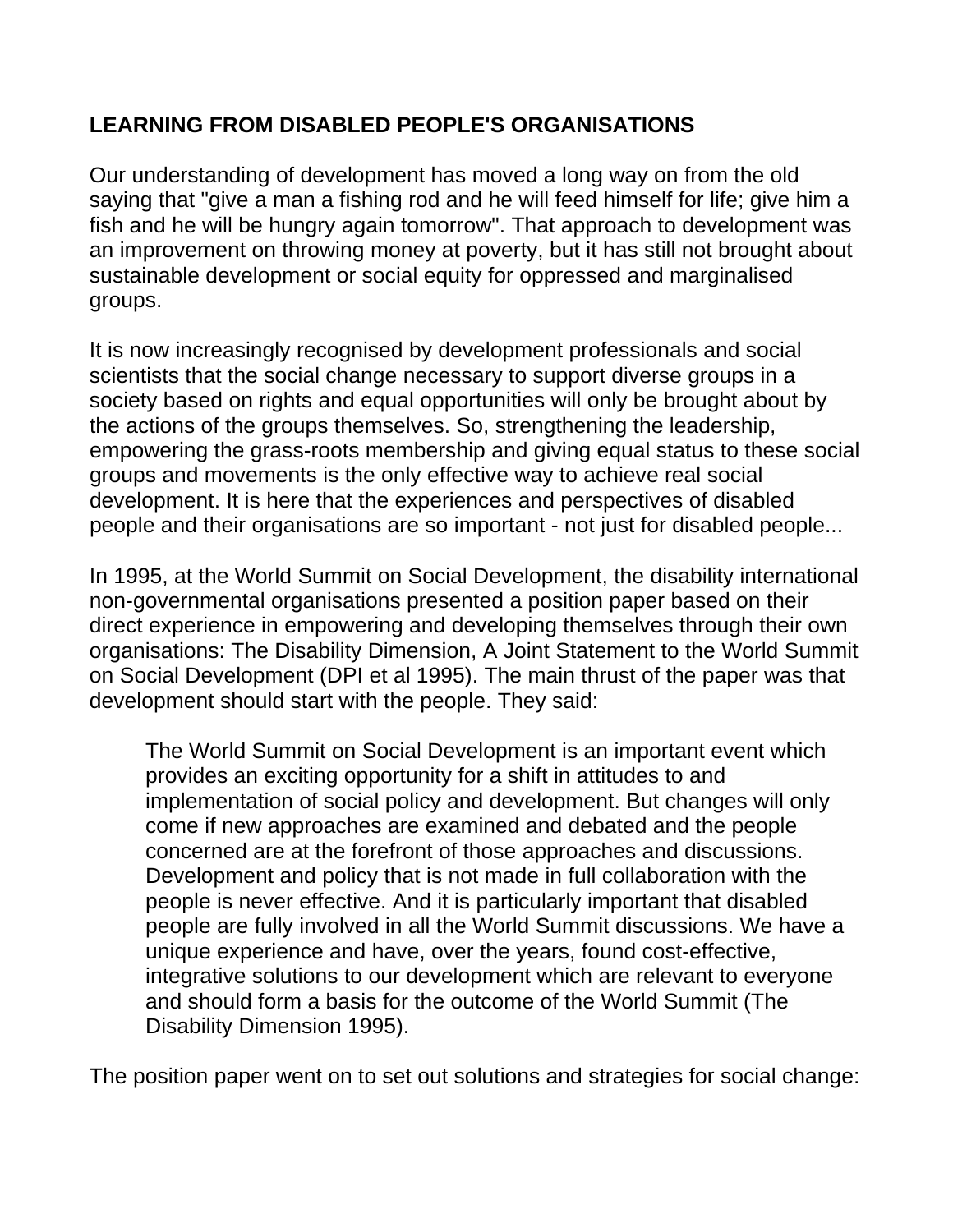## LEARNING FROM DISABLED PEOPLE'S ORGANISATIONS

Our understanding of development has moved a long way on from the old saying that "give a man a fishing rod and he will feed himself for life; give him a fish and he will be hungry again tomorrow". That approach to development was an improvement on throwing money at poverty, but it has still not brought about sustainable development or social equity for oppressed and marginalised groups.

It is now increasingly recognised by development professionals and social scientists that the social change necessary to support diverse groups in a society based on rights and equal opportunities will only be brought about by the actions of the groups themselves. So, strengthening the leadership, empowering the grass-roots membership and giving equal status to these social groups and movements is the only effective way to achieve real social development. It is here that the experiences and perspectives of disabled people and their organisations are so important - not just for disabled people...

In 1995, at the World Summit on Social Development, the disability international non-governmental organisations presented a position paper based on their direct experience in empowering and developing themselves through their own organisations: The Disability Dimension, A Joint Statement to the World Summit on Social Development (DPI et al 1995). The main thrust of the paper was that development should start with the people. They said:

> The World Summit on Social Development is an important event which provides an exciting opportunity for a shift in attitudes to and implementation of social policy and development. But changes will only come if new approaches are examined and debated and the people concerned are at the forefront of those approaches and discussions. Development and policy that is not made in full collaboration with the people is never effective. And it is particularly important that disabled people are fully involved in all the World Summit discussions. We have a unique experience and have, over the years, found cost-effective, integrative solutions to our development which are relevant to everyone and should form a basis for the outcome of the World Summit (The Disability Dimension 1995).

The position paper went on to set out solutions and strategies for social change: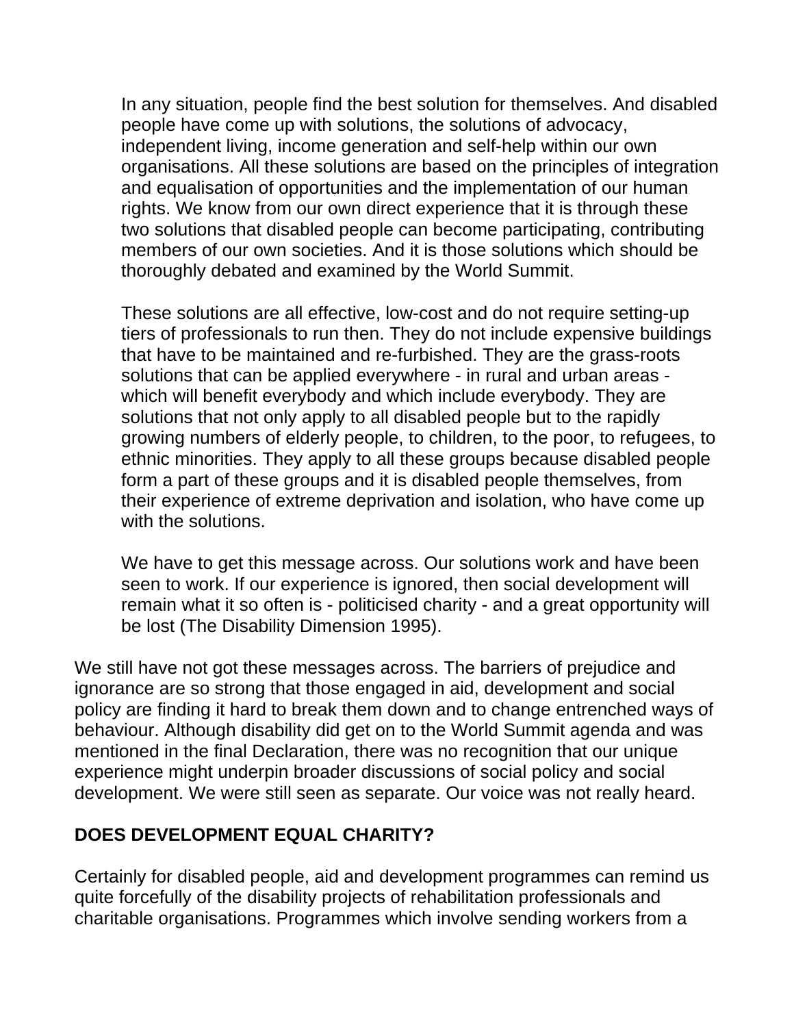> In any situation, people find the best solution for themselves. And disabled people have come up with solutions, the solutions of advocacy, independent living, income generation and self-help within our own organisations. All these solutions are based on the principles of integration and equalisation of opportunities and the implementation of our human rights. We know from our own direct experience that it is through these two solutions that disabled people can become participating, contributing members of our own societies. And it is those solutions which should be thoroughly debated and examined by the World Summit.
>
> These solutions are all effective, low-cost and do not require setting-up tiers of professionals to run then. They do not include expensive buildings that have to be maintained and re-furbished. They are the grass-roots solutions that can be applied everywhere - in rural and urban areas - which will benefit everybody and which include everybody. They are solutions that not only apply to all disabled people but to the rapidly growing numbers of elderly people, to children, to the poor, to refugees, to ethnic minorities. They apply to all these groups because disabled people form a part of these groups and it is disabled people themselves, from their experience of extreme deprivation and isolation, who have come up with the solutions.
>
> We have to get this message across. Our solutions work and have been seen to work. If our experience is ignored, then social development will remain what it so often is - politicised charity - and a great opportunity will be lost (The Disability Dimension 1995).

We still have not got these messages across. The barriers of prejudice and ignorance are so strong that those engaged in aid, development and social policy are finding it hard to break them down and to change entrenched ways of behaviour. Although disability did get on to the World Summit agenda and was mentioned in the final Declaration, there was no recognition that our unique experience might underpin broader discussions of social policy and social development. We were still seen as separate. Our voice was not really heard.

## DOES DEVELOPMENT EQUAL CHARITY?

Certainly for disabled people, aid and development programmes can remind us quite forcefully of the disability projects of rehabilitation professionals and charitable organisations. Programmes which involve sending workers from a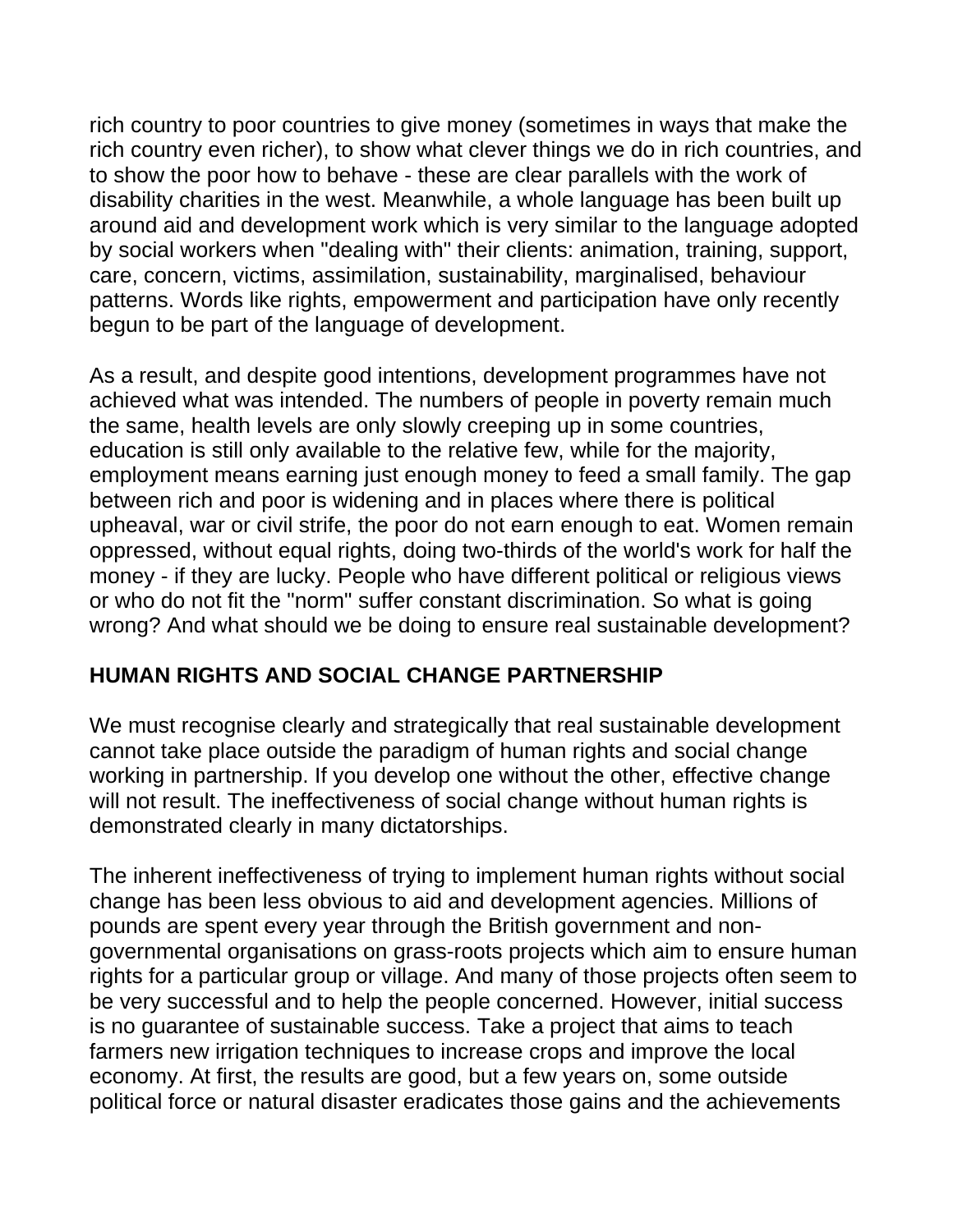rich country to poor countries to give money (sometimes in ways that make the rich country even richer), to show what clever things we do in rich countries, and to show the poor how to behave - these are clear parallels with the work of disability charities in the west. Meanwhile, a whole language has been built up around aid and development work which is very similar to the language adopted by social workers when "dealing with" their clients: animation, training, support, care, concern, victims, assimilation, sustainability, marginalised, behaviour patterns. Words like rights, empowerment and participation have only recently begun to be part of the language of development.

As a result, and despite good intentions, development programmes have not achieved what was intended. The numbers of people in poverty remain much the same, health levels are only slowly creeping up in some countries, education is still only available to the relative few, while for the majority, employment means earning just enough money to feed a small family. The gap between rich and poor is widening and in places where there is political upheaval, war or civil strife, the poor do not earn enough to eat. Women remain oppressed, without equal rights, doing two-thirds of the world's work for half the money - if they are lucky. People who have different political or religious views or who do not fit the "norm" suffer constant discrimination. So what is going wrong? And what should we be doing to ensure real sustainable development?

## HUMAN RIGHTS AND SOCIAL CHANGE PARTNERSHIP

We must recognise clearly and strategically that real sustainable development cannot take place outside the paradigm of human rights and social change working in partnership. If you develop one without the other, effective change will not result. The ineffectiveness of social change without human rights is demonstrated clearly in many dictatorships.

The inherent ineffectiveness of trying to implement human rights without social change has been less obvious to aid and development agencies. Millions of pounds are spent every year through the British government and non-governmental organisations on grass-roots projects which aim to ensure human rights for a particular group or village. And many of those projects often seem to be very successful and to help the people concerned. However, initial success is no guarantee of sustainable success. Take a project that aims to teach farmers new irrigation techniques to increase crops and improve the local economy. At first, the results are good, but a few years on, some outside political force or natural disaster eradicates those gains and the achievements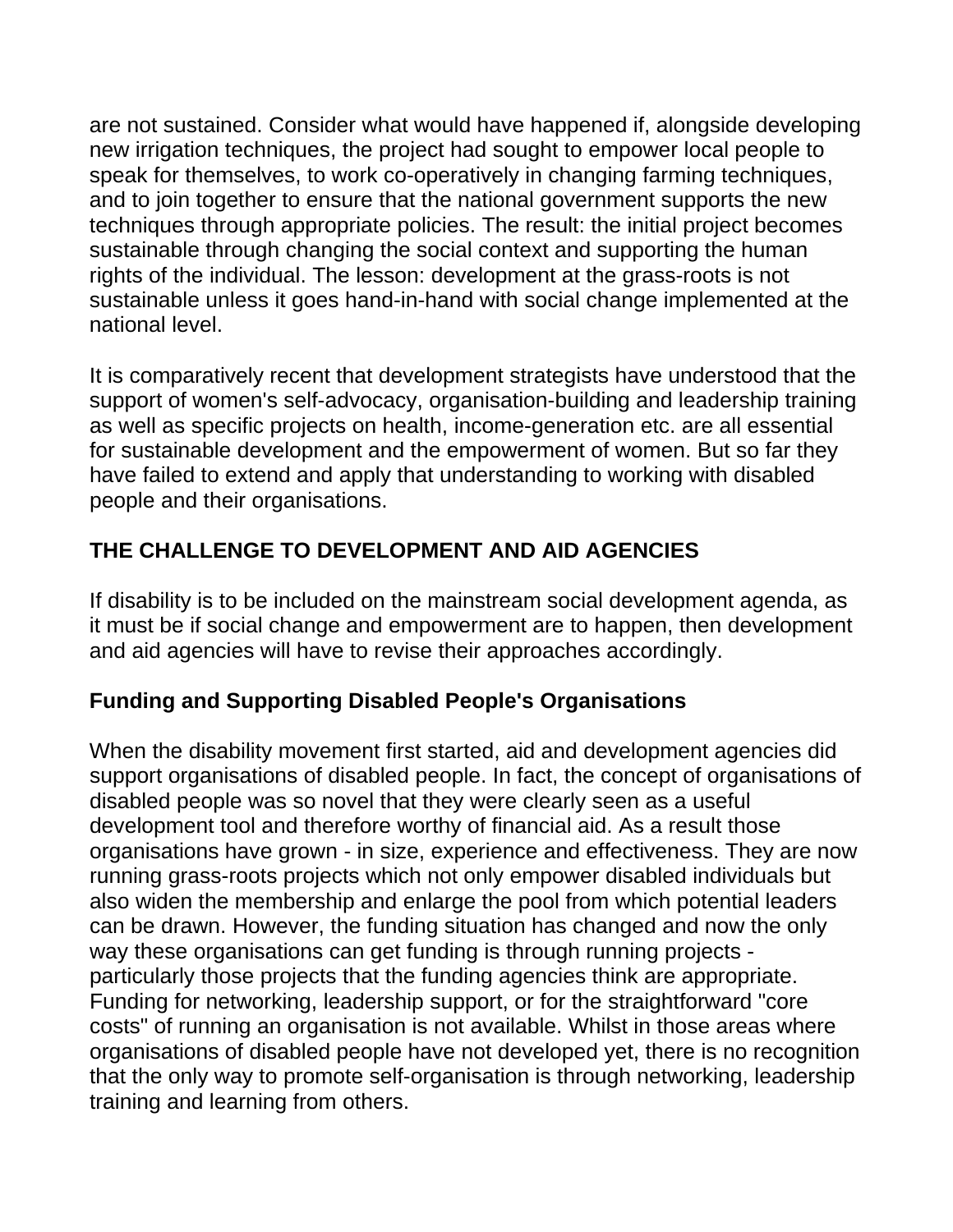are not sustained. Consider what would have happened if, alongside developing new irrigation techniques, the project had sought to empower local people to speak for themselves, to work co-operatively in changing farming techniques, and to join together to ensure that the national government supports the new techniques through appropriate policies. The result: the initial project becomes sustainable through changing the social context and supporting the human rights of the individual. The lesson: development at the grass-roots is not sustainable unless it goes hand-in-hand with social change implemented at the national level.

It is comparatively recent that development strategists have understood that the support of women's self-advocacy, organisation-building and leadership training as well as specific projects on health, income-generation etc. are all essential for sustainable development and the empowerment of women. But so far they have failed to extend and apply that understanding to working with disabled people and their organisations.

## THE CHALLENGE TO DEVELOPMENT AND AID AGENCIES

If disability is to be included on the mainstream social development agenda, as it must be if social change and empowerment are to happen, then development and aid agencies will have to revise their approaches accordingly.

### Funding and Supporting Disabled People's Organisations

When the disability movement first started, aid and development agencies did support organisations of disabled people. In fact, the concept of organisations of disabled people was so novel that they were clearly seen as a useful development tool and therefore worthy of financial aid. As a result those organisations have grown - in size, experience and effectiveness. They are now running grass-roots projects which not only empower disabled individuals but also widen the membership and enlarge the pool from which potential leaders can be drawn. However, the funding situation has changed and now the only way these organisations can get funding is through running projects - particularly those projects that the funding agencies think are appropriate. Funding for networking, leadership support, or for the straightforward "core costs" of running an organisation is not available. Whilst in those areas where organisations of disabled people have not developed yet, there is no recognition that the only way to promote self-organisation is through networking, leadership training and learning from others.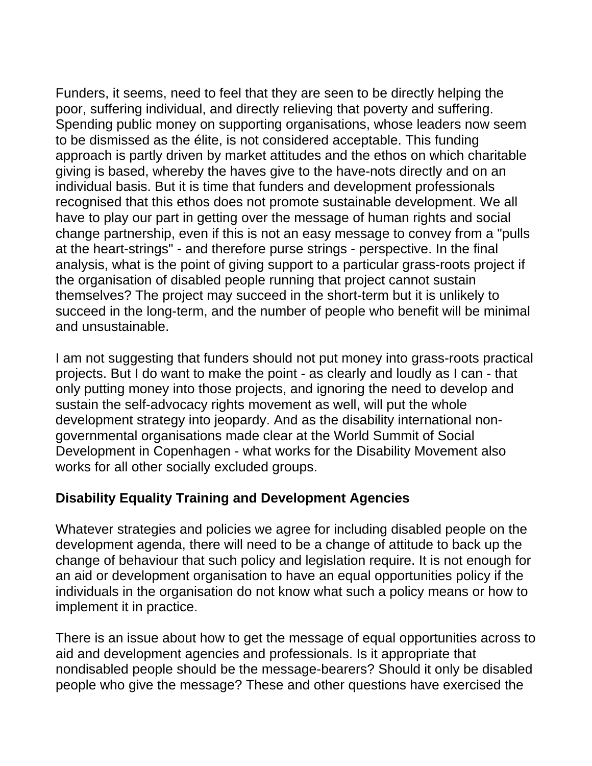Funders, it seems, need to feel that they are seen to be directly helping the poor, suffering individual, and directly relieving that poverty and suffering. Spending public money on supporting organisations, whose leaders now seem to be dismissed as the élite, is not considered acceptable. This funding approach is partly driven by market attitudes and the ethos on which charitable giving is based, whereby the haves give to the have-nots directly and on an individual basis. But it is time that funders and development professionals recognised that this ethos does not promote sustainable development. We all have to play our part in getting over the message of human rights and social change partnership, even if this is not an easy message to convey from a "pulls at the heart-strings" - and therefore purse strings - perspective. In the final analysis, what is the point of giving support to a particular grass-roots project if the organisation of disabled people running that project cannot sustain themselves? The project may succeed in the short-term but it is unlikely to succeed in the long-term, and the number of people who benefit will be minimal and unsustainable.

I am not suggesting that funders should not put money into grass-roots practical projects. But I do want to make the point - as clearly and loudly as I can - that only putting money into those projects, and ignoring the need to develop and sustain the self-advocacy rights movement as well, will put the whole development strategy into jeopardy. And as the disability international non-governmental organisations made clear at the World Summit of Social Development in Copenhagen - what works for the Disability Movement also works for all other socially excluded groups.

**Disability Equality Training and Development Agencies**

Whatever strategies and policies we agree for including disabled people on the development agenda, there will need to be a change of attitude to back up the change of behaviour that such policy and legislation require. It is not enough for an aid or development organisation to have an equal opportunities policy if the individuals in the organisation do not know what such a policy means or how to implement it in practice.

There is an issue about how to get the message of equal opportunities across to aid and development agencies and professionals. Is it appropriate that nondisabled people should be the message-bearers? Should it only be disabled people who give the message? These and other questions have exercised the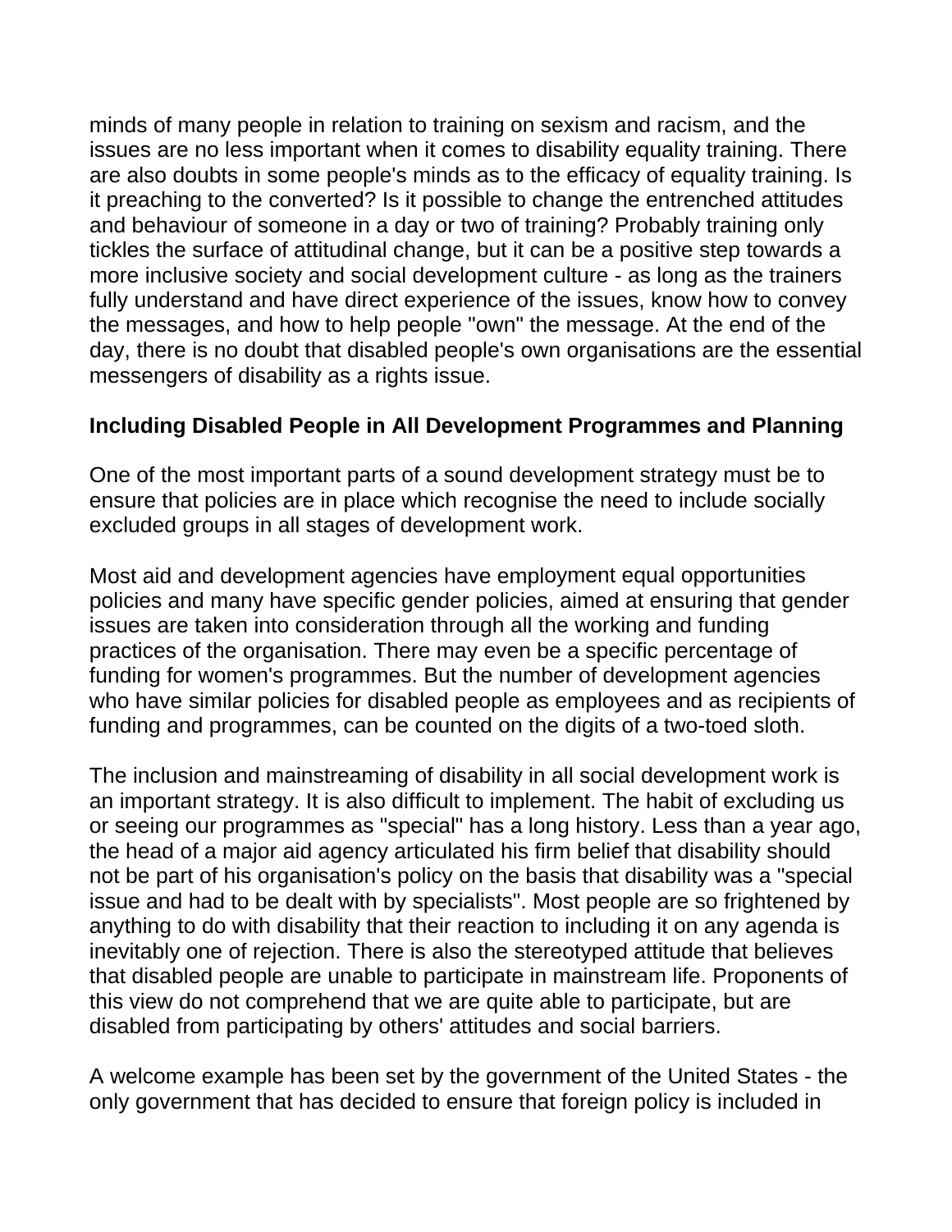minds of many people in relation to training on sexism and racism, and the issues are no less important when it comes to disability equality training. There are also doubts in some people's minds as to the efficacy of equality training. Is it preaching to the converted? Is it possible to change the entrenched attitudes and behaviour of someone in a day or two of training? Probably training only tickles the surface of attitudinal change, but it can be a positive step towards a more inclusive society and social development culture - as long as the trainers fully understand and have direct experience of the issues, know how to convey the messages, and how to help people "own" the message. At the end of the day, there is no doubt that disabled people's own organisations are the essential messengers of disability as a rights issue.

**Including Disabled People in All Development Programmes and Planning**

One of the most important parts of a sound development strategy must be to ensure that policies are in place which recognise the need to include socially excluded groups in all stages of development work.

Most aid and development agencies have employment equal opportunities policies and many have specific gender policies, aimed at ensuring that gender issues are taken into consideration through all the working and funding practices of the organisation. There may even be a specific percentage of funding for women's programmes. But the number of development agencies who have similar policies for disabled people as employees and as recipients of funding and programmes, can be counted on the digits of a two-toed sloth.

The inclusion and mainstreaming of disability in all social development work is an important strategy. It is also difficult to implement. The habit of excluding us or seeing our programmes as "special" has a long history. Less than a year ago, the head of a major aid agency articulated his firm belief that disability should not be part of his organisation's policy on the basis that disability was a "special issue and had to be dealt with by specialists". Most people are so frightened by anything to do with disability that their reaction to including it on any agenda is inevitably one of rejection. There is also the stereotyped attitude that believes that disabled people are unable to participate in mainstream life. Proponents of this view do not comprehend that we are quite able to participate, but are disabled from participating by others' attitudes and social barriers.

A welcome example has been set by the government of the United States - the only government that has decided to ensure that foreign policy is included in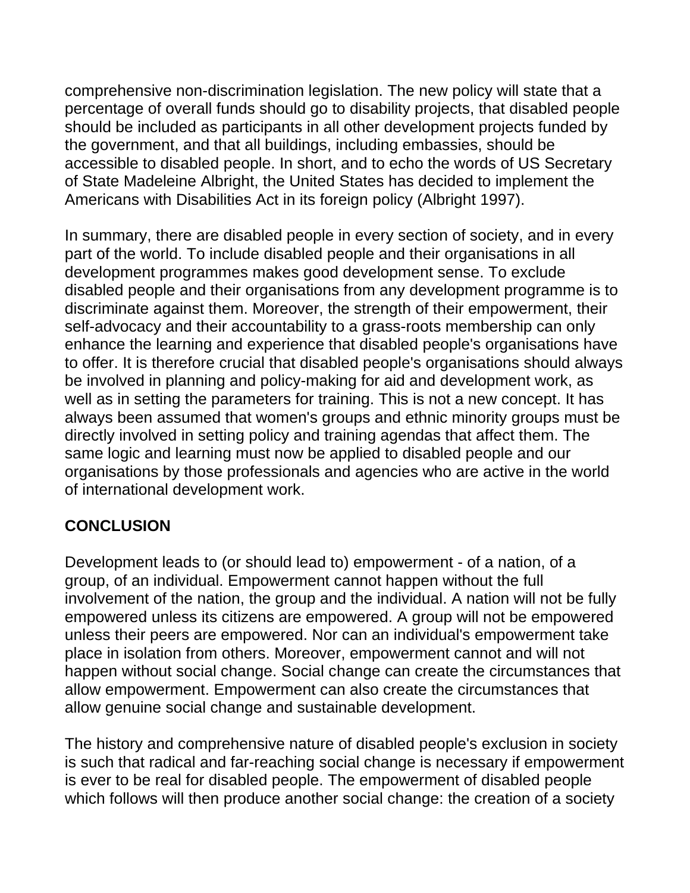comprehensive non-discrimination legislation. The new policy will state that a percentage of overall funds should go to disability projects, that disabled people should be included as participants in all other development projects funded by the government, and that all buildings, including embassies, should be accessible to disabled people. In short, and to echo the words of US Secretary of State Madeleine Albright, the United States has decided to implement the Americans with Disabilities Act in its foreign policy (Albright 1997).

In summary, there are disabled people in every section of society, and in every part of the world. To include disabled people and their organisations in all development programmes makes good development sense. To exclude disabled people and their organisations from any development programme is to discriminate against them. Moreover, the strength of their empowerment, their self-advocacy and their accountability to a grass-roots membership can only enhance the learning and experience that disabled people's organisations have to offer. It is therefore crucial that disabled people's organisations should always be involved in planning and policy-making for aid and development work, as well as in setting the parameters for training. This is not a new concept. It has always been assumed that women's groups and ethnic minority groups must be directly involved in setting policy and training agendas that affect them. The same logic and learning must now be applied to disabled people and our organisations by those professionals and agencies who are active in the world of international development work.

## CONCLUSION

Development leads to (or should lead to) empowerment - of a nation, of a group, of an individual. Empowerment cannot happen without the full involvement of the nation, the group and the individual. A nation will not be fully empowered unless its citizens are empowered. A group will not be empowered unless their peers are empowered. Nor can an individual's empowerment take place in isolation from others. Moreover, empowerment cannot and will not happen without social change. Social change can create the circumstances that allow empowerment. Empowerment can also create the circumstances that allow genuine social change and sustainable development.

The history and comprehensive nature of disabled people's exclusion in society is such that radical and far-reaching social change is necessary if empowerment is ever to be real for disabled people. The empowerment of disabled people which follows will then produce another social change: the creation of a society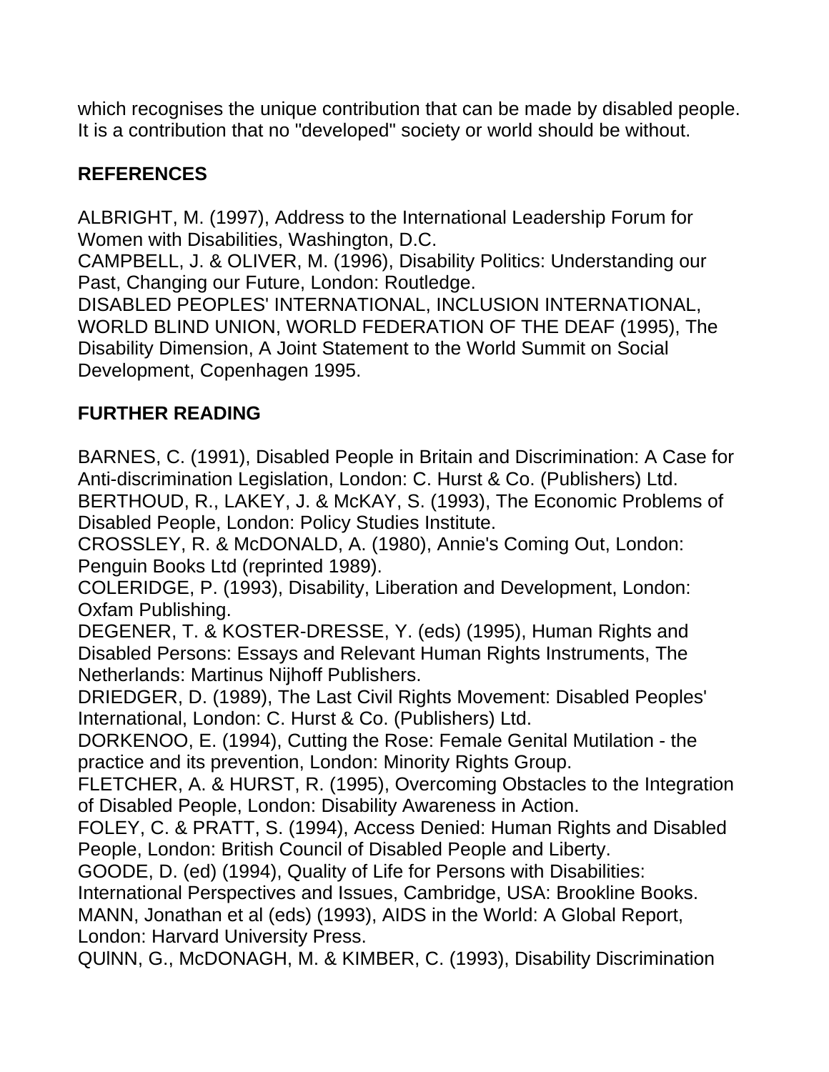which recognises the unique contribution that can be made by disabled people. It is a contribution that no "developed" society or world should be without.

## REFERENCES

ALBRIGHT, M. (1997), Address to the International Leadership Forum for Women with Disabilities, Washington, D.C.
CAMPBELL, J. & OLIVER, M. (1996), Disability Politics: Understanding our Past, Changing our Future, London: Routledge.
DISABLED PEOPLES' INTERNATIONAL, INCLUSION INTERNATIONAL, WORLD BLIND UNION, WORLD FEDERATION OF THE DEAF (1995), The Disability Dimension, A Joint Statement to the World Summit on Social Development, Copenhagen 1995.

## FURTHER READING

BARNES, C. (1991), Disabled People in Britain and Discrimination: A Case for Anti-discrimination Legislation, London: C. Hurst & Co. (Publishers) Ltd.
BERTHOUD, R., LAKEY, J. & McKAY, S. (1993), The Economic Problems of Disabled People, London: Policy Studies Institute.
CROSSLEY, R. & McDONALD, A. (1980), Annie's Coming Out, London: Penguin Books Ltd (reprinted 1989).
COLERIDGE, P. (1993), Disability, Liberation and Development, London: Oxfam Publishing.
DEGENER, T. & KOSTER-DRESSE, Y. (eds) (1995), Human Rights and Disabled Persons: Essays and Relevant Human Rights Instruments, The Netherlands: Martinus Nijhoff Publishers.
DRIEDGER, D. (1989), The Last Civil Rights Movement: Disabled Peoples' International, London: C. Hurst & Co. (Publishers) Ltd.
DORKENOO, E. (1994), Cutting the Rose: Female Genital Mutilation - the practice and its prevention, London: Minority Rights Group.
FLETCHER, A. & HURST, R. (1995), Overcoming Obstacles to the Integration of Disabled People, London: Disability Awareness in Action.
FOLEY, C. & PRATT, S. (1994), Access Denied: Human Rights and Disabled People, London: British Council of Disabled People and Liberty.
GOODE, D. (ed) (1994), Quality of Life for Persons with Disabilities: International Perspectives and Issues, Cambridge, USA: Brookline Books.
MANN, Jonathan et al (eds) (1993), AIDS in the World: A Global Report, London: Harvard University Press.
QUINN, G., McDONAGH, M. & KIMBER, C. (1993), Disability Discrimination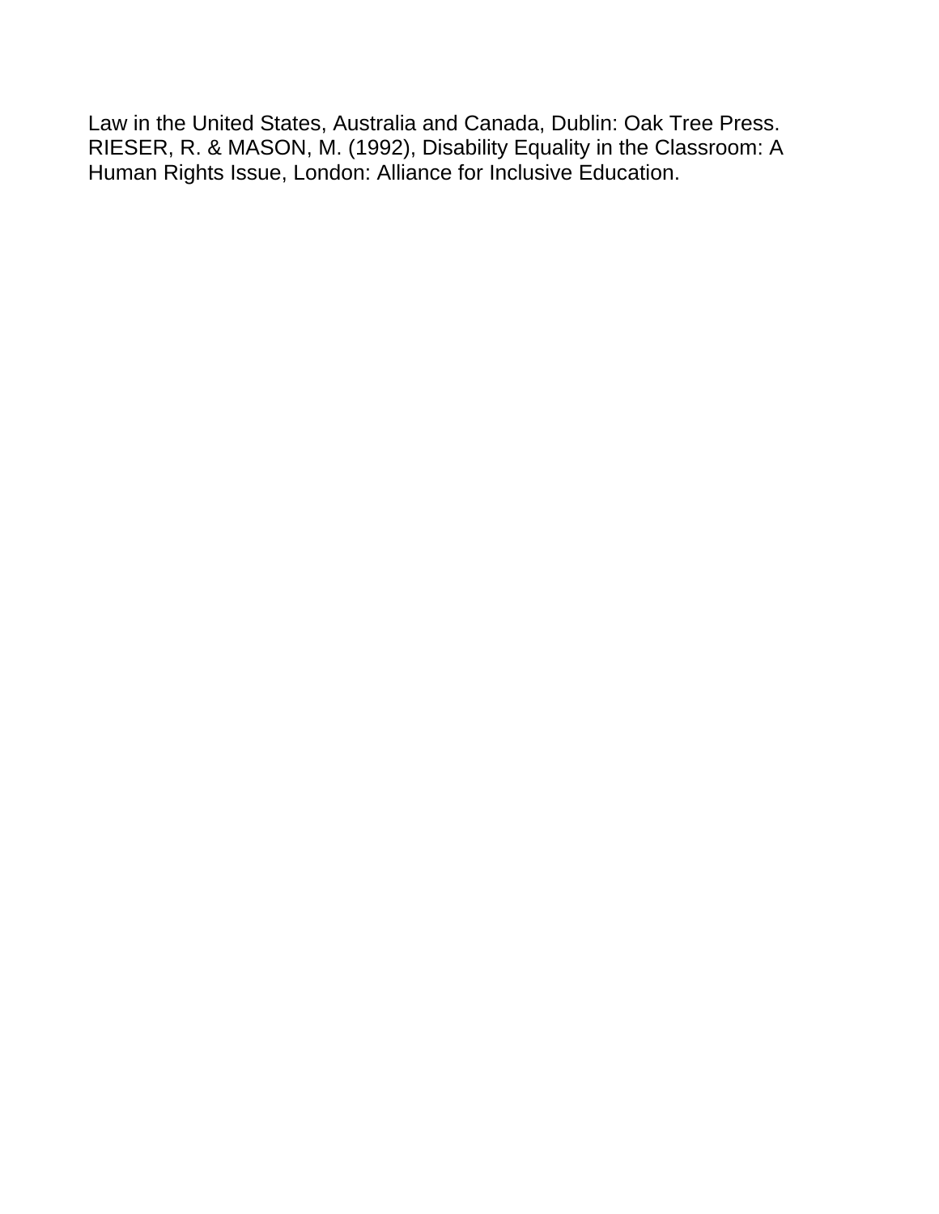Law in the United States, Australia and Canada, Dublin: Oak Tree Press.

RIESER, R. & MASON, M. (1992), Disability Equality in the Classroom: A Human Rights Issue, London: Alliance for Inclusive Education.